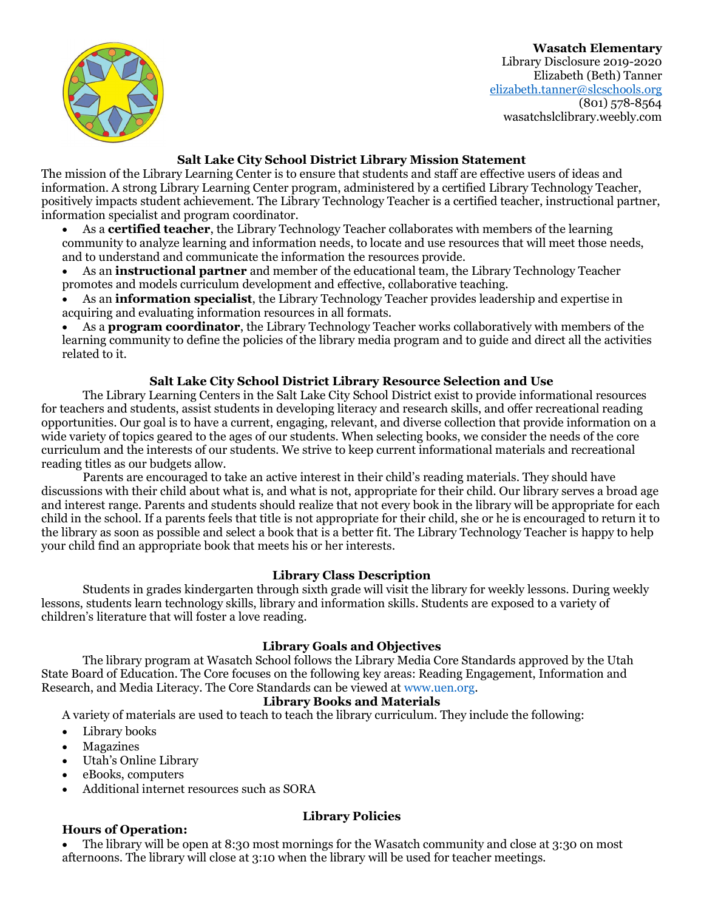**Wasatch Elementary**
Library Disclosure 2019-2020
Elizabeth (Beth) Tanner
elizabeth.tanner@slcschools.org
(801) 578-8564
wasatchslclibrary.weebly.com

## Salt Lake City School District Library Mission Statement

The mission of the Library Learning Center is to ensure that students and staff are effective users of ideas and information. A strong Library Learning Center program, administered by a certified Library Technology Teacher, positively impacts student achievement. The Library Technology Teacher is a certified teacher, instructional partner, information specialist and program coordinator.

- As a **certified teacher**, the Library Technology Teacher collaborates with members of the learning community to analyze learning and information needs, to locate and use resources that will meet those needs, and to understand and communicate the information the resources provide.
- As an **instructional partner** and member of the educational team, the Library Technology Teacher promotes and models curriculum development and effective, collaborative teaching.
- As an **information specialist**, the Library Technology Teacher provides leadership and expertise in acquiring and evaluating information resources in all formats.
- As a **program coordinator**, the Library Technology Teacher works collaboratively with members of the learning community to define the policies of the library media program and to guide and direct all the activities related to it.

## Salt Lake City School District Library Resource Selection and Use

The Library Learning Centers in the Salt Lake City School District exist to provide informational resources for teachers and students, assist students in developing literacy and research skills, and offer recreational reading opportunities. Our goal is to have a current, engaging, relevant, and diverse collection that provide information on a wide variety of topics geared to the ages of our students. When selecting books, we consider the needs of the core curriculum and the interests of our students. We strive to keep current informational materials and recreational reading titles as our budgets allow.

Parents are encouraged to take an active interest in their child's reading materials. They should have discussions with their child about what is, and what is not, appropriate for their child. Our library serves a broad age and interest range. Parents and students should realize that not every book in the library will be appropriate for each child in the school. If a parents feels that title is not appropriate for their child, she or he is encouraged to return it to the library as soon as possible and select a book that is a better fit. The Library Technology Teacher is happy to help your child find an appropriate book that meets his or her interests.

## Library Class Description

Students in grades kindergarten through sixth grade will visit the library for weekly lessons. During weekly lessons, students learn technology skills, library and information skills. Students are exposed to a variety of children's literature that will foster a love reading.

## Library Goals and Objectives

The library program at Wasatch School follows the Library Media Core Standards approved by the Utah State Board of Education. The Core focuses on the following key areas: Reading Engagement, Information and Research, and Media Literacy. The Core Standards can be viewed at www.uen.org.

## Library Books and Materials

A variety of materials are used to teach to teach the library curriculum. They include the following:

- Library books
- Magazines
- Utah's Online Library
- eBooks, computers
- Additional internet resources such as SORA

## Library Policies

### Hours of Operation:

- The library will be open at 8:30 most mornings for the Wasatch community and close at 3:30 on most afternoons. The library will close at 3:10 when the library will be used for teacher meetings.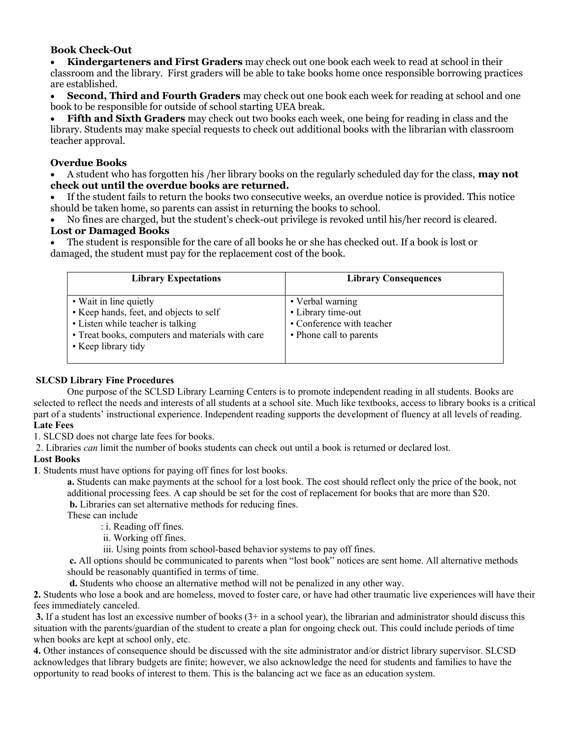### Book Check-Out

- **Kindergarteners and First Graders** may check out one book each week to read at school in their classroom and the library. First graders will be able to take books home once responsible borrowing practices are established.
- **Second, Third and Fourth Graders** may check out one book each week for reading at school and one book to be responsible for outside of school starting UEA break.
- **Fifth and Sixth Graders** may check out two books each week, one being for reading in class and the library. Students may make special requests to check out additional books with the librarian with classroom teacher approval.

### Overdue Books

- A student who has forgotten his /her library books on the regularly scheduled day for the class, **may not check out until the overdue books are returned.**
- If the student fails to return the books two consecutive weeks, an overdue notice is provided. This notice should be taken home, so parents can assist in returning the books to school.
- No fines are charged, but the student's check-out privilege is revoked until his/her record is cleared.

### Lost or Damaged Books

- The student is responsible for the care of all books he or she has checked out. If a book is lost or damaged, the student must pay for the replacement cost of the book.

| Library Expectations | Library Consequences |
|---|---|
| • Wait in line quietly<br>• Keep hands, feet, and objects to self<br>• Listen while teacher is talking<br>• Treat books, computers and materials with care<br>• Keep library tidy | • Verbal warning<br>• Library time-out<br>• Conference with teacher<br>• Phone call to parents |

### SLCSD Library Fine Procedures

One purpose of the SCLSD Library Learning Centers is to promote independent reading in all students. Books are selected to reflect the needs and interests of all students at a school site. Much like textbooks, access to library books is a critical part of a students' instructional experience. Independent reading supports the development of fluency at all levels of reading.

**Late Fees**

1. SLCSD does not charge late fees for books.
2. Libraries *can* limit the number of books students can check out until a book is returned or declared lost.

**Lost Books**

**1**. Students must have options for paying off fines for lost books.

**a.** Students can make payments at the school for a lost book. The cost should reflect only the price of the book, not additional processing fees. A cap should be set for the cost of replacement for books that are more than $20.

**b.** Libraries can set alternative methods for reducing fines.
These can include

: i. Reading off fines.
ii. Working off fines.
iii. Using points from school-based behavior systems to pay off fines.

**c.** All options should be communicated to parents when "lost book" notices are sent home. All alternative methods should be reasonably quantified in terms of time.

**d.** Students who choose an alternative method will not be penalized in any other way.

**2.** Students who lose a book and are homeless, moved to foster care, or have had other traumatic live experiences will have their fees immediately canceled.

**3.** If a student has lost an excessive number of books (3+ in a school year), the librarian and administrator should discuss this situation with the parents/guardian of the student to create a plan for ongoing check out. This could include periods of time when books are kept at school only, etc.

**4.** Other instances of consequence should be discussed with the site administrator and/or district library supervisor. SLCSD acknowledges that library budgets are finite; however, we also acknowledge the need for students and families to have the opportunity to read books of interest to them. This is the balancing act we face as an education system.